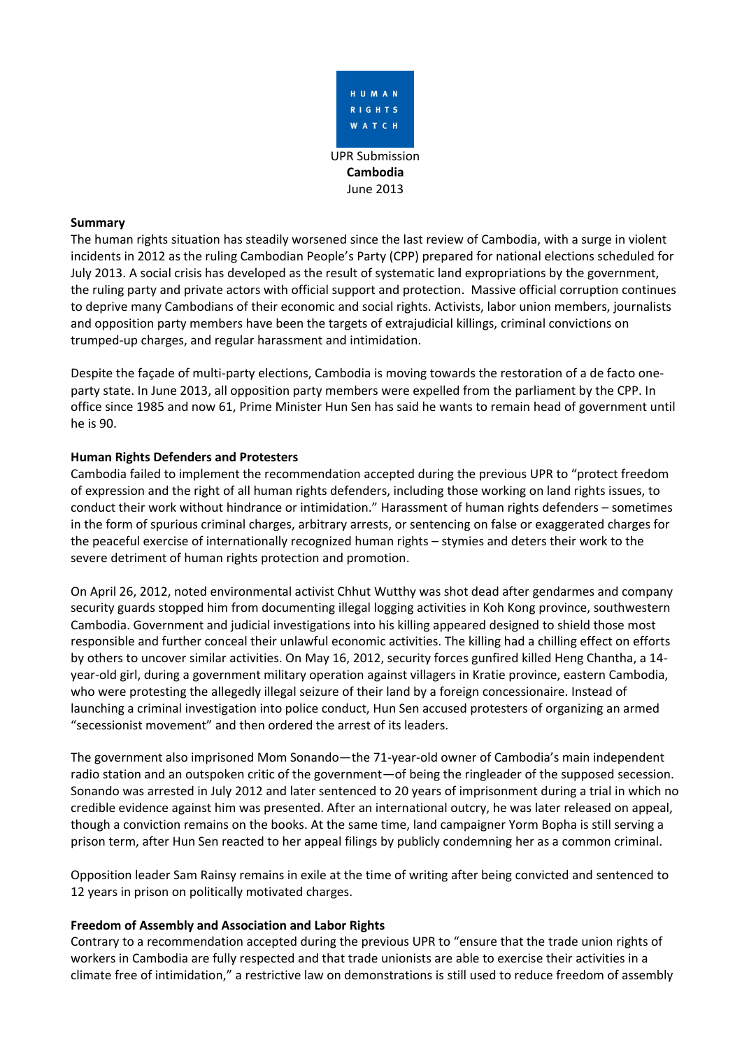HUMAN RIGHTS WATCH

UPR Submission
**Cambodia**
June 2013

**Summary**

The human rights situation has steadily worsened since the last review of Cambodia, with a surge in violent incidents in 2012 as the ruling Cambodian People's Party (CPP) prepared for national elections scheduled for July 2013. A social crisis has developed as the result of systematic land expropriations by the government, the ruling party and private actors with official support and protection. Massive official corruption continues to deprive many Cambodians of their economic and social rights. Activists, labor union members, journalists and opposition party members have been the targets of extrajudicial killings, criminal convictions on trumped-up charges, and regular harassment and intimidation.

Despite the façade of multi-party elections, Cambodia is moving towards the restoration of a de facto one-party state. In June 2013, all opposition party members were expelled from the parliament by the CPP. In office since 1985 and now 61, Prime Minister Hun Sen has said he wants to remain head of government until he is 90.

**Human Rights Defenders and Protesters**

Cambodia failed to implement the recommendation accepted during the previous UPR to "protect freedom of expression and the right of all human rights defenders, including those working on land rights issues, to conduct their work without hindrance or intimidation." Harassment of human rights defenders – sometimes in the form of spurious criminal charges, arbitrary arrests, or sentencing on false or exaggerated charges for the peaceful exercise of internationally recognized human rights – stymies and deters their work to the severe detriment of human rights protection and promotion.

On April 26, 2012, noted environmental activist Chhut Wutthy was shot dead after gendarmes and company security guards stopped him from documenting illegal logging activities in Koh Kong province, southwestern Cambodia. Government and judicial investigations into his killing appeared designed to shield those most responsible and further conceal their unlawful economic activities. The killing had a chilling effect on efforts by others to uncover similar activities. On May 16, 2012, security forces gunfired killed Heng Chantha, a 14-year-old girl, during a government military operation against villagers in Kratie province, eastern Cambodia, who were protesting the allegedly illegal seizure of their land by a foreign concessionaire. Instead of launching a criminal investigation into police conduct, Hun Sen accused protesters of organizing an armed "secessionist movement" and then ordered the arrest of its leaders.

The government also imprisoned Mom Sonando—the 71-year-old owner of Cambodia's main independent radio station and an outspoken critic of the government—of being the ringleader of the supposed secession. Sonando was arrested in July 2012 and later sentenced to 20 years of imprisonment during a trial in which no credible evidence against him was presented. After an international outcry, he was later released on appeal, though a conviction remains on the books. At the same time, land campaigner Yorm Bopha is still serving a prison term, after Hun Sen reacted to her appeal filings by publicly condemning her as a common criminal.

Opposition leader Sam Rainsy remains in exile at the time of writing after being convicted and sentenced to 12 years in prison on politically motivated charges.

**Freedom of Assembly and Association and Labor Rights**

Contrary to a recommendation accepted during the previous UPR to "ensure that the trade union rights of workers in Cambodia are fully respected and that trade unionists are able to exercise their activities in a climate free of intimidation," a restrictive law on demonstrations is still used to reduce freedom of assembly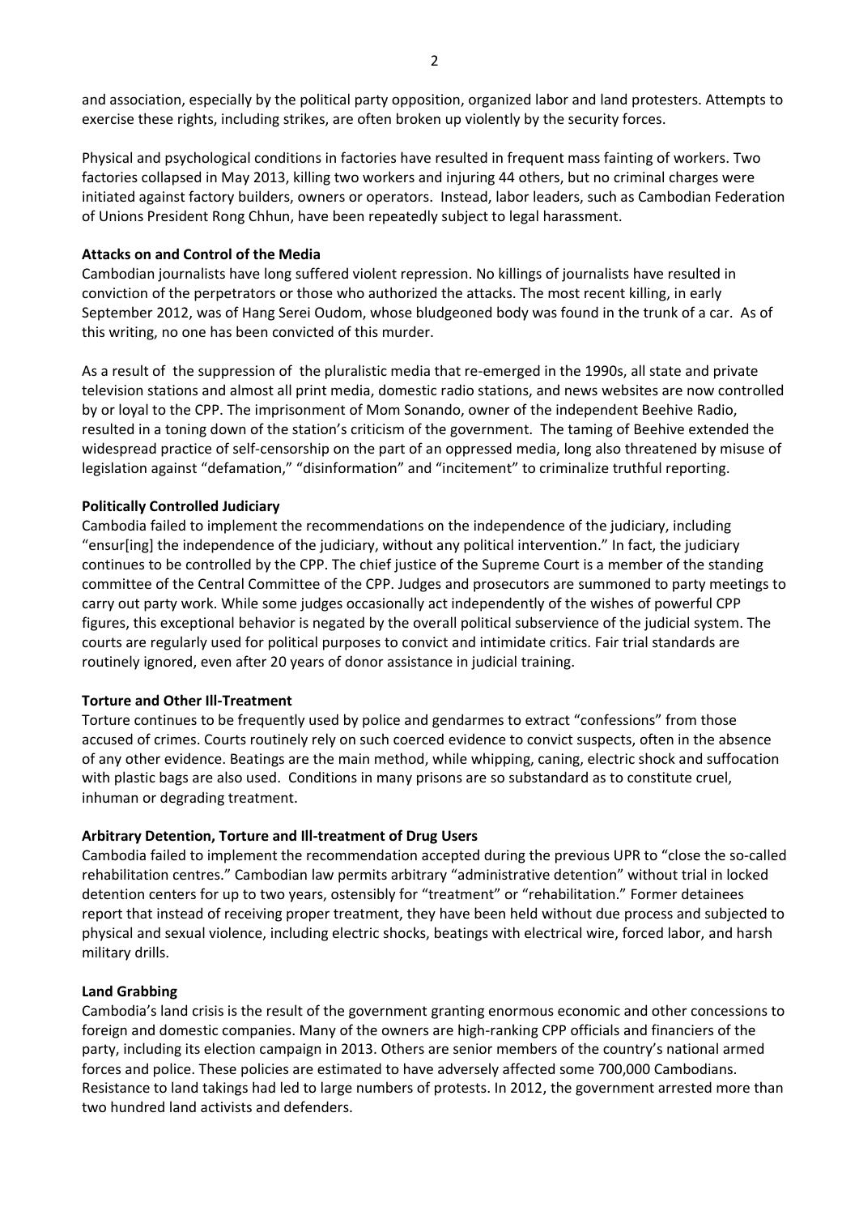and association, especially by the political party opposition, organized labor and land protesters. Attempts to exercise these rights, including strikes, are often broken up violently by the security forces.

Physical and psychological conditions in factories have resulted in frequent mass fainting of workers. Two factories collapsed in May 2013, killing two workers and injuring 44 others, but no criminal charges were initiated against factory builders, owners or operators. Instead, labor leaders, such as Cambodian Federation of Unions President Rong Chhun, have been repeatedly subject to legal harassment.

**Attacks on and Control of the Media**

Cambodian journalists have long suffered violent repression. No killings of journalists have resulted in conviction of the perpetrators or those who authorized the attacks. The most recent killing, in early September 2012, was of Hang Serei Oudom, whose bludgeoned body was found in the trunk of a car. As of this writing, no one has been convicted of this murder.

As a result of the suppression of the pluralistic media that re-emerged in the 1990s, all state and private television stations and almost all print media, domestic radio stations, and news websites are now controlled by or loyal to the CPP. The imprisonment of Mom Sonando, owner of the independent Beehive Radio, resulted in a toning down of the station's criticism of the government. The taming of Beehive extended the widespread practice of self-censorship on the part of an oppressed media, long also threatened by misuse of legislation against "defamation," "disinformation" and "incitement" to criminalize truthful reporting.

**Politically Controlled Judiciary**

Cambodia failed to implement the recommendations on the independence of the judiciary, including "ensur[ing] the independence of the judiciary, without any political intervention." In fact, the judiciary continues to be controlled by the CPP. The chief justice of the Supreme Court is a member of the standing committee of the Central Committee of the CPP. Judges and prosecutors are summoned to party meetings to carry out party work. While some judges occasionally act independently of the wishes of powerful CPP figures, this exceptional behavior is negated by the overall political subservience of the judicial system. The courts are regularly used for political purposes to convict and intimidate critics. Fair trial standards are routinely ignored, even after 20 years of donor assistance in judicial training.

**Torture and Other Ill-Treatment**

Torture continues to be frequently used by police and gendarmes to extract "confessions" from those accused of crimes. Courts routinely rely on such coerced evidence to convict suspects, often in the absence of any other evidence. Beatings are the main method, while whipping, caning, electric shock and suffocation with plastic bags are also used. Conditions in many prisons are so substandard as to constitute cruel, inhuman or degrading treatment.

**Arbitrary Detention, Torture and Ill-treatment of Drug Users**

Cambodia failed to implement the recommendation accepted during the previous UPR to "close the so-called rehabilitation centres." Cambodian law permits arbitrary "administrative detention" without trial in locked detention centers for up to two years, ostensibly for "treatment" or "rehabilitation." Former detainees report that instead of receiving proper treatment, they have been held without due process and subjected to physical and sexual violence, including electric shocks, beatings with electrical wire, forced labor, and harsh military drills.

**Land Grabbing**

Cambodia's land crisis is the result of the government granting enormous economic and other concessions to foreign and domestic companies. Many of the owners are high-ranking CPP officials and financiers of the party, including its election campaign in 2013. Others are senior members of the country's national armed forces and police. These policies are estimated to have adversely affected some 700,000 Cambodians. Resistance to land takings had led to large numbers of protests. In 2012, the government arrested more than two hundred land activists and defenders.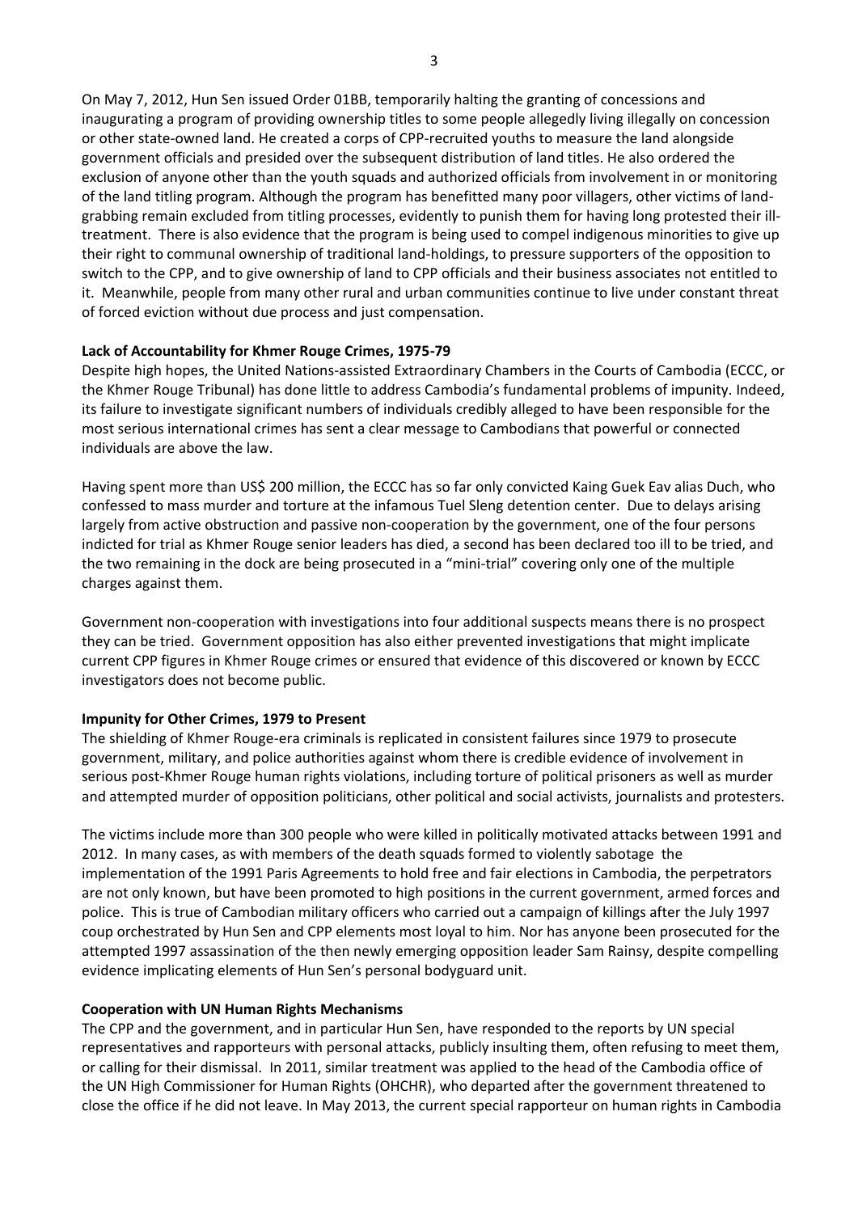On May 7, 2012, Hun Sen issued Order 01BB, temporarily halting the granting of concessions and inaugurating a program of providing ownership titles to some people allegedly living illegally on concession or other state-owned land. He created a corps of CPP-recruited youths to measure the land alongside government officials and presided over the subsequent distribution of land titles. He also ordered the exclusion of anyone other than the youth squads and authorized officials from involvement in or monitoring of the land titling program. Although the program has benefitted many poor villagers, other victims of land-grabbing remain excluded from titling processes, evidently to punish them for having long protested their ill-treatment. There is also evidence that the program is being used to compel indigenous minorities to give up their right to communal ownership of traditional land-holdings, to pressure supporters of the opposition to switch to the CPP, and to give ownership of land to CPP officials and their business associates not entitled to it. Meanwhile, people from many other rural and urban communities continue to live under constant threat of forced eviction without due process and just compensation.

**Lack of Accountability for Khmer Rouge Crimes, 1975-79**

Despite high hopes, the United Nations-assisted Extraordinary Chambers in the Courts of Cambodia (ECCC, or the Khmer Rouge Tribunal) has done little to address Cambodia's fundamental problems of impunity. Indeed, its failure to investigate significant numbers of individuals credibly alleged to have been responsible for the most serious international crimes has sent a clear message to Cambodians that powerful or connected individuals are above the law.

Having spent more than US$ 200 million, the ECCC has so far only convicted Kaing Guek Eav alias Duch, who confessed to mass murder and torture at the infamous Tuel Sleng detention center. Due to delays arising largely from active obstruction and passive non-cooperation by the government, one of the four persons indicted for trial as Khmer Rouge senior leaders has died, a second has been declared too ill to be tried, and the two remaining in the dock are being prosecuted in a "mini-trial" covering only one of the multiple charges against them.

Government non-cooperation with investigations into four additional suspects means there is no prospect they can be tried. Government opposition has also either prevented investigations that might implicate current CPP figures in Khmer Rouge crimes or ensured that evidence of this discovered or known by ECCC investigators does not become public.

**Impunity for Other Crimes, 1979 to Present**

The shielding of Khmer Rouge-era criminals is replicated in consistent failures since 1979 to prosecute government, military, and police authorities against whom there is credible evidence of involvement in serious post-Khmer Rouge human rights violations, including torture of political prisoners as well as murder and attempted murder of opposition politicians, other political and social activists, journalists and protesters.

The victims include more than 300 people who were killed in politically motivated attacks between 1991 and 2012. In many cases, as with members of the death squads formed to violently sabotage the implementation of the 1991 Paris Agreements to hold free and fair elections in Cambodia, the perpetrators are not only known, but have been promoted to high positions in the current government, armed forces and police. This is true of Cambodian military officers who carried out a campaign of killings after the July 1997 coup orchestrated by Hun Sen and CPP elements most loyal to him. Nor has anyone been prosecuted for the attempted 1997 assassination of the then newly emerging opposition leader Sam Rainsy, despite compelling evidence implicating elements of Hun Sen's personal bodyguard unit.

**Cooperation with UN Human Rights Mechanisms**

The CPP and the government, and in particular Hun Sen, have responded to the reports by UN special representatives and rapporteurs with personal attacks, publicly insulting them, often refusing to meet them, or calling for their dismissal. In 2011, similar treatment was applied to the head of the Cambodia office of the UN High Commissioner for Human Rights (OHCHR), who departed after the government threatened to close the office if he did not leave. In May 2013, the current special rapporteur on human rights in Cambodia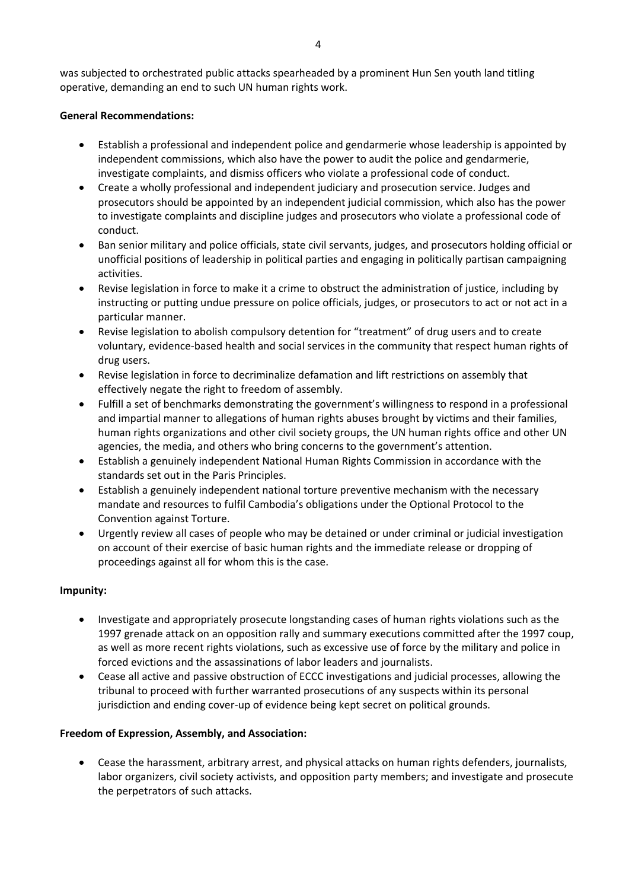was subjected to orchestrated public attacks spearheaded by a prominent Hun Sen youth land titling operative, demanding an end to such UN human rights work.

**General Recommendations:**

- Establish a professional and independent police and gendarmerie whose leadership is appointed by independent commissions, which also have the power to audit the police and gendarmerie, investigate complaints, and dismiss officers who violate a professional code of conduct.
- Create a wholly professional and independent judiciary and prosecution service. Judges and prosecutors should be appointed by an independent judicial commission, which also has the power to investigate complaints and discipline judges and prosecutors who violate a professional code of conduct.
- Ban senior military and police officials, state civil servants, judges, and prosecutors holding official or unofficial positions of leadership in political parties and engaging in politically partisan campaigning activities.
- Revise legislation in force to make it a crime to obstruct the administration of justice, including by instructing or putting undue pressure on police officials, judges, or prosecutors to act or not act in a particular manner.
- Revise legislation to abolish compulsory detention for "treatment" of drug users and to create voluntary, evidence-based health and social services in the community that respect human rights of drug users.
- Revise legislation in force to decriminalize defamation and lift restrictions on assembly that effectively negate the right to freedom of assembly.
- Fulfill a set of benchmarks demonstrating the government's willingness to respond in a professional and impartial manner to allegations of human rights abuses brought by victims and their families, human rights organizations and other civil society groups, the UN human rights office and other UN agencies, the media, and others who bring concerns to the government's attention.
- Establish a genuinely independent National Human Rights Commission in accordance with the standards set out in the Paris Principles.
- Establish a genuinely independent national torture preventive mechanism with the necessary mandate and resources to fulfil Cambodia's obligations under the Optional Protocol to the Convention against Torture.
- Urgently review all cases of people who may be detained or under criminal or judicial investigation on account of their exercise of basic human rights and the immediate release or dropping of proceedings against all for whom this is the case.

**Impunity:**

- Investigate and appropriately prosecute longstanding cases of human rights violations such as the 1997 grenade attack on an opposition rally and summary executions committed after the 1997 coup, as well as more recent rights violations, such as excessive use of force by the military and police in forced evictions and the assassinations of labor leaders and journalists.
- Cease all active and passive obstruction of ECCC investigations and judicial processes, allowing the tribunal to proceed with further warranted prosecutions of any suspects within its personal jurisdiction and ending cover-up of evidence being kept secret on political grounds.

**Freedom of Expression, Assembly, and Association:**

- Cease the harassment, arbitrary arrest, and physical attacks on human rights defenders, journalists, labor organizers, civil society activists, and opposition party members; and investigate and prosecute the perpetrators of such attacks.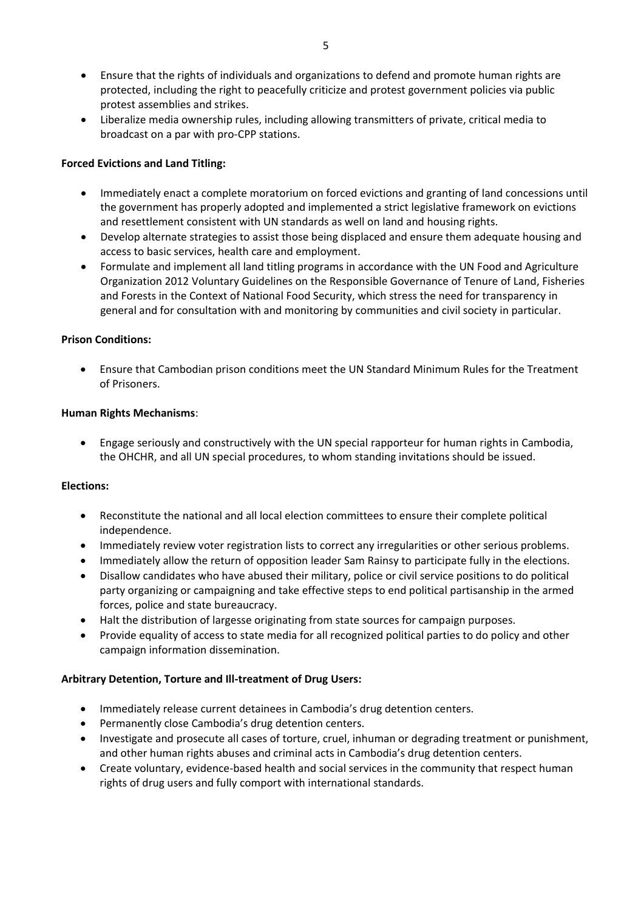- Ensure that the rights of individuals and organizations to defend and promote human rights are protected, including the right to peacefully criticize and protest government policies via public protest assemblies and strikes.
- Liberalize media ownership rules, including allowing transmitters of private, critical media to broadcast on a par with pro-CPP stations.

**Forced Evictions and Land Titling:**

- Immediately enact a complete moratorium on forced evictions and granting of land concessions until the government has properly adopted and implemented a strict legislative framework on evictions and resettlement consistent with UN standards as well on land and housing rights.
- Develop alternate strategies to assist those being displaced and ensure them adequate housing and access to basic services, health care and employment.
- Formulate and implement all land titling programs in accordance with the UN Food and Agriculture Organization 2012 Voluntary Guidelines on the Responsible Governance of Tenure of Land, Fisheries and Forests in the Context of National Food Security, which stress the need for transparency in general and for consultation with and monitoring by communities and civil society in particular.

**Prison Conditions:**

- Ensure that Cambodian prison conditions meet the UN Standard Minimum Rules for the Treatment of Prisoners.

**Human Rights Mechanisms**:

- Engage seriously and constructively with the UN special rapporteur for human rights in Cambodia, the OHCHR, and all UN special procedures, to whom standing invitations should be issued.

**Elections:**

- Reconstitute the national and all local election committees to ensure their complete political independence.
- Immediately review voter registration lists to correct any irregularities or other serious problems.
- Immediately allow the return of opposition leader Sam Rainsy to participate fully in the elections.
- Disallow candidates who have abused their military, police or civil service positions to do political party organizing or campaigning and take effective steps to end political partisanship in the armed forces, police and state bureaucracy.
- Halt the distribution of largesse originating from state sources for campaign purposes.
- Provide equality of access to state media for all recognized political parties to do policy and other campaign information dissemination.

**Arbitrary Detention, Torture and Ill-treatment of Drug Users:**

- Immediately release current detainees in Cambodia's drug detention centers.
- Permanently close Cambodia's drug detention centers.
- Investigate and prosecute all cases of torture, cruel, inhuman or degrading treatment or punishment, and other human rights abuses and criminal acts in Cambodia's drug detention centers.
- Create voluntary, evidence-based health and social services in the community that respect human rights of drug users and fully comport with international standards.